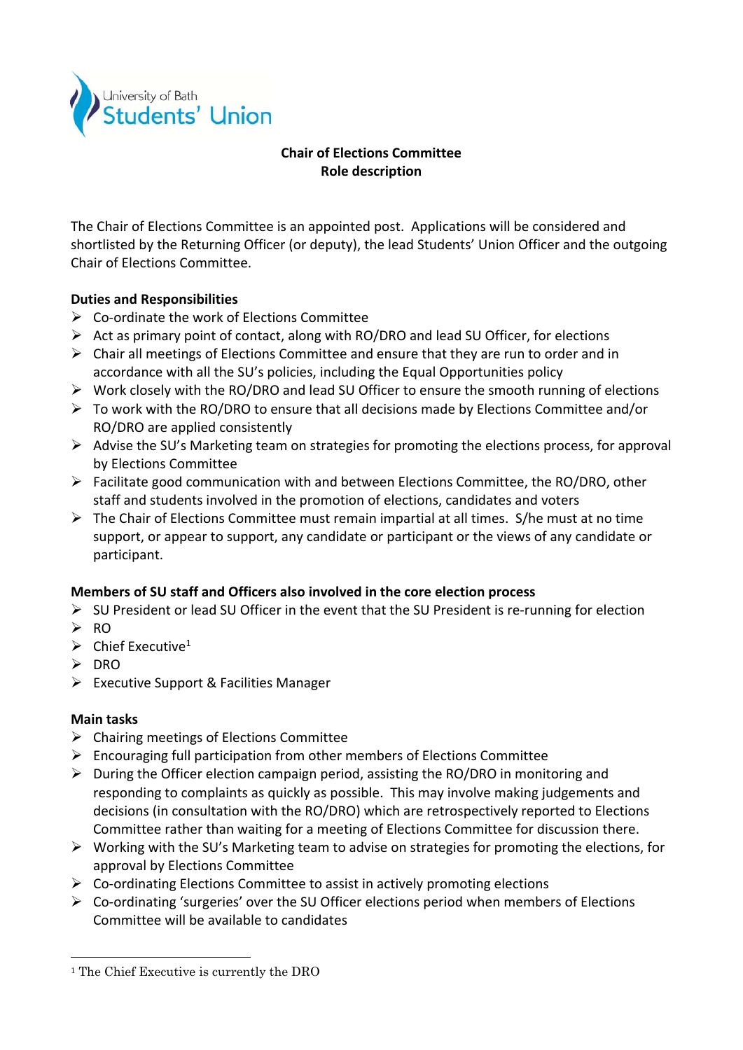University of Bath Students' Union

# Chair of Elections Committee
## Role description

The Chair of Elections Committee is an appointed post. Applications will be considered and shortlisted by the Returning Officer (or deputy), the lead Students' Union Officer and the outgoing Chair of Elections Committee.

**Duties and Responsibilities**

- Co-ordinate the work of Elections Committee
- Act as primary point of contact, along with RO/DRO and lead SU Officer, for elections
- Chair all meetings of Elections Committee and ensure that they are run to order and in accordance with all the SU's policies, including the Equal Opportunities policy
- Work closely with the RO/DRO and lead SU Officer to ensure the smooth running of elections
- To work with the RO/DRO to ensure that all decisions made by Elections Committee and/or RO/DRO are applied consistently
- Advise the SU's Marketing team on strategies for promoting the elections process, for approval by Elections Committee
- Facilitate good communication with and between Elections Committee, the RO/DRO, other staff and students involved in the promotion of elections, candidates and voters
- The Chair of Elections Committee must remain impartial at all times. S/he must at no time support, or appear to support, any candidate or participant or the views of any candidate or participant.

**Members of SU staff and Officers also involved in the core election process**

- SU President or lead SU Officer in the event that the SU President is re-running for election
- RO
- Chief Executive[1]
- DRO
- Executive Support & Facilities Manager

**Main tasks**

- Chairing meetings of Elections Committee
- Encouraging full participation from other members of Elections Committee
- During the Officer election campaign period, assisting the RO/DRO in monitoring and responding to complaints as quickly as possible. This may involve making judgements and decisions (in consultation with the RO/DRO) which are retrospectively reported to Elections Committee rather than waiting for a meeting of Elections Committee for discussion there.
- Working with the SU's Marketing team to advise on strategies for promoting the elections, for approval by Elections Committee
- Co-ordinating Elections Committee to assist in actively promoting elections
- Co-ordinating 'surgeries' over the SU Officer elections period when members of Elections Committee will be available to candidates

---

[1] The Chief Executive is currently the DRO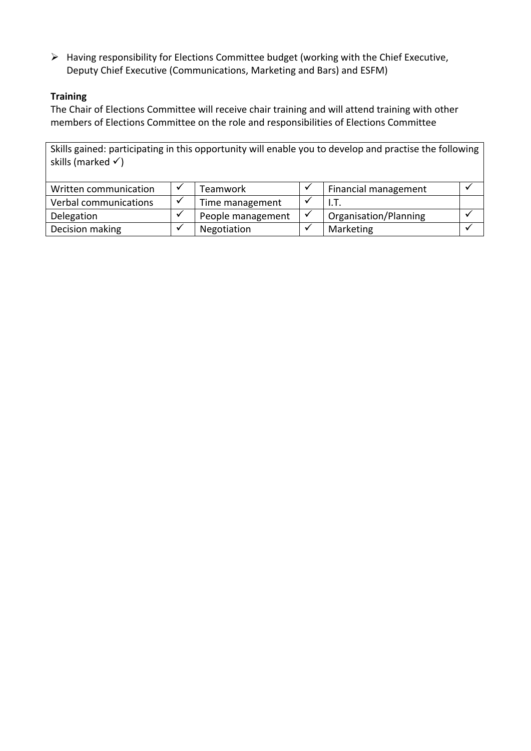- Having responsibility for Elections Committee budget (working with the Chief Executive, Deputy Chief Executive (Communications, Marketing and Bars) and ESFM)

**Training**

The Chair of Elections Committee will receive chair training and will attend training with other members of Elections Committee on the role and responsibilities of Elections Committee

| Skills gained: participating in this opportunity will enable you to develop and practise the following skills (marked ✓) | | | | | |
|---|---|---|---|---|---|
| Written communication | ✓ | Teamwork | ✓ | Financial management | ✓ |
| Verbal communications | ✓ | Time management | ✓ | I.T. | |
| Delegation | ✓ | People management | ✓ | Organisation/Planning | ✓ |
| Decision making | ✓ | Negotiation | ✓ | Marketing | ✓ |